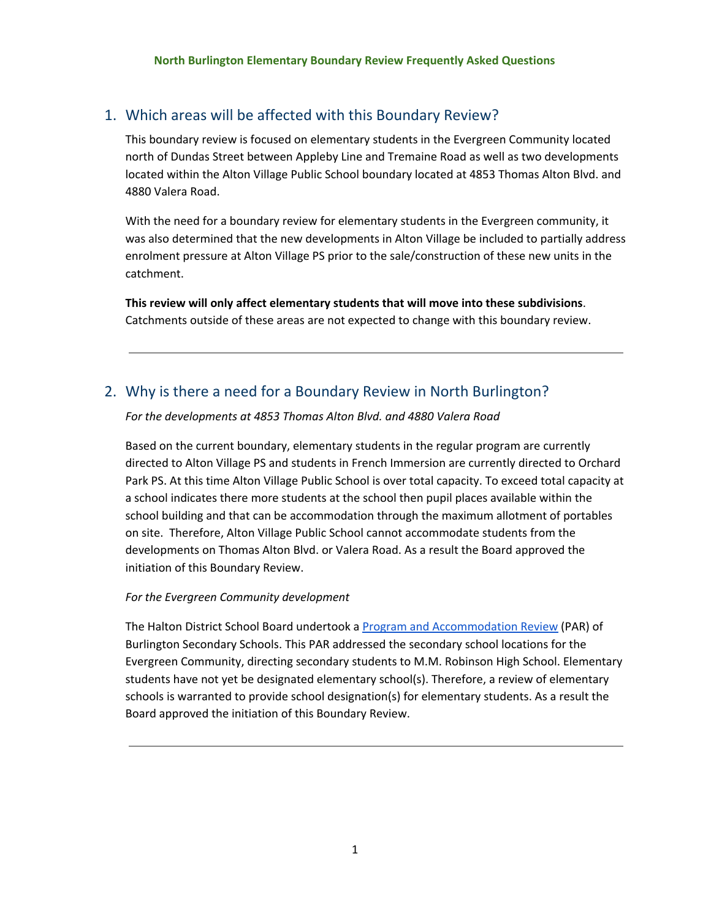# North Burlington Elementary Boundary Review Frequently Asked Questions

## 1. Which areas will be affected with this Boundary Review?

This boundary review is focused on elementary students in the Evergreen Community located north of Dundas Street between Appleby Line and Tremaine Road as well as two developments located within the Alton Village Public School boundary located at 4853 Thomas Alton Blvd. and 4880 Valera Road.

With the need for a boundary review for elementary students in the Evergreen community, it was also determined that the new developments in Alton Village be included to partially address enrolment pressure at Alton Village PS prior to the sale/construction of these new units in the catchment.

**This review will only affect elementary students that will move into these subdivisions**. Catchments outside of these areas are not expected to change with this boundary review.

---

## 2. Why is there a need for a Boundary Review in North Burlington?

*For the developments at 4853 Thomas Alton Blvd. and 4880 Valera Road*

Based on the current boundary, elementary students in the regular program are currently directed to Alton Village PS and students in French Immersion are currently directed to Orchard Park PS. At this time Alton Village Public School is over total capacity. To exceed total capacity at a school indicates there more students at the school then pupil places available within the school building and that can be accommodation through the maximum allotment of portables on site. Therefore, Alton Village Public School cannot accommodate students from the developments on Thomas Alton Blvd. or Valera Road. As a result the Board approved the initiation of this Boundary Review.

*For the Evergreen Community development*

The Halton District School Board undertook a [Program and Accommodation Review](#) (PAR) of Burlington Secondary Schools. This PAR addressed the secondary school locations for the Evergreen Community, directing secondary students to M.M. Robinson High School. Elementary students have not yet be designated elementary school(s). Therefore, a review of elementary schools is warranted to provide school designation(s) for elementary students. As a result the Board approved the initiation of this Boundary Review.

---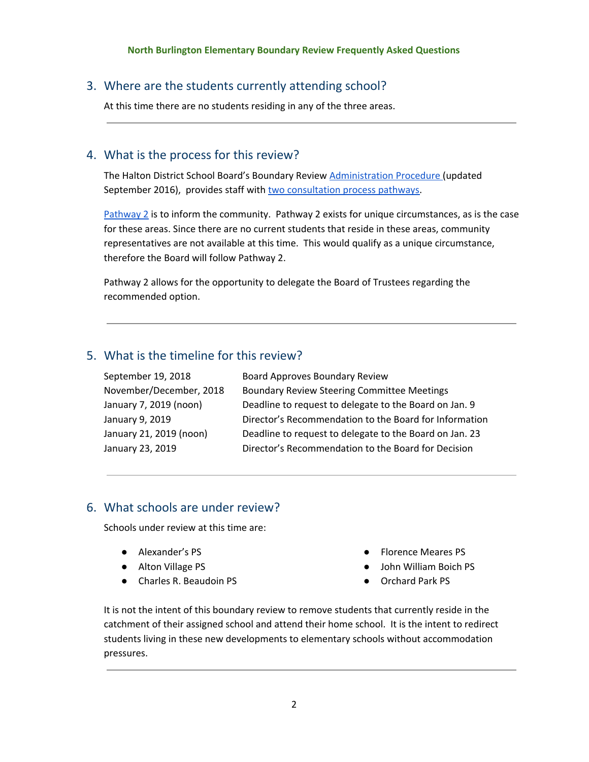## 3. Where are the students currently attending school?

At this time there are no students residing in any of the three areas.

---

## 4. What is the process for this review?

The Halton District School Board's Boundary Review Administration Procedure (updated September 2016), provides staff with two consultation process pathways.

Pathway 2 is to inform the community. Pathway 2 exists for unique circumstances, as is the case for these areas. Since there are no current students that reside in these areas, community representatives are not available at this time. This would qualify as a unique circumstance, therefore the Board will follow Pathway 2.

Pathway 2 allows for the opportunity to delegate the Board of Trustees regarding the recommended option.

---

## 5. What is the timeline for this review?

| | |
|---|---|
| September 19, 2018 | Board Approves Boundary Review |
| November/December, 2018 | Boundary Review Steering Committee Meetings |
| January 7, 2019 (noon) | Deadline to request to delegate to the Board on Jan. 9 |
| January 9, 2019 | Director's Recommendation to the Board for Information |
| January 21, 2019 (noon) | Deadline to request to delegate to the Board on Jan. 23 |
| January 23, 2019 | Director's Recommendation to the Board for Decision |

---

## 6. What schools are under review?

Schools under review at this time are:

- Alexander's PS
- Alton Village PS
- Charles R. Beaudoin PS
- Florence Meares PS
- John William Boich PS
- Orchard Park PS

It is not the intent of this boundary review to remove students that currently reside in the catchment of their assigned school and attend their home school. It is the intent to redirect students living in these new developments to elementary schools without accommodation pressures.

---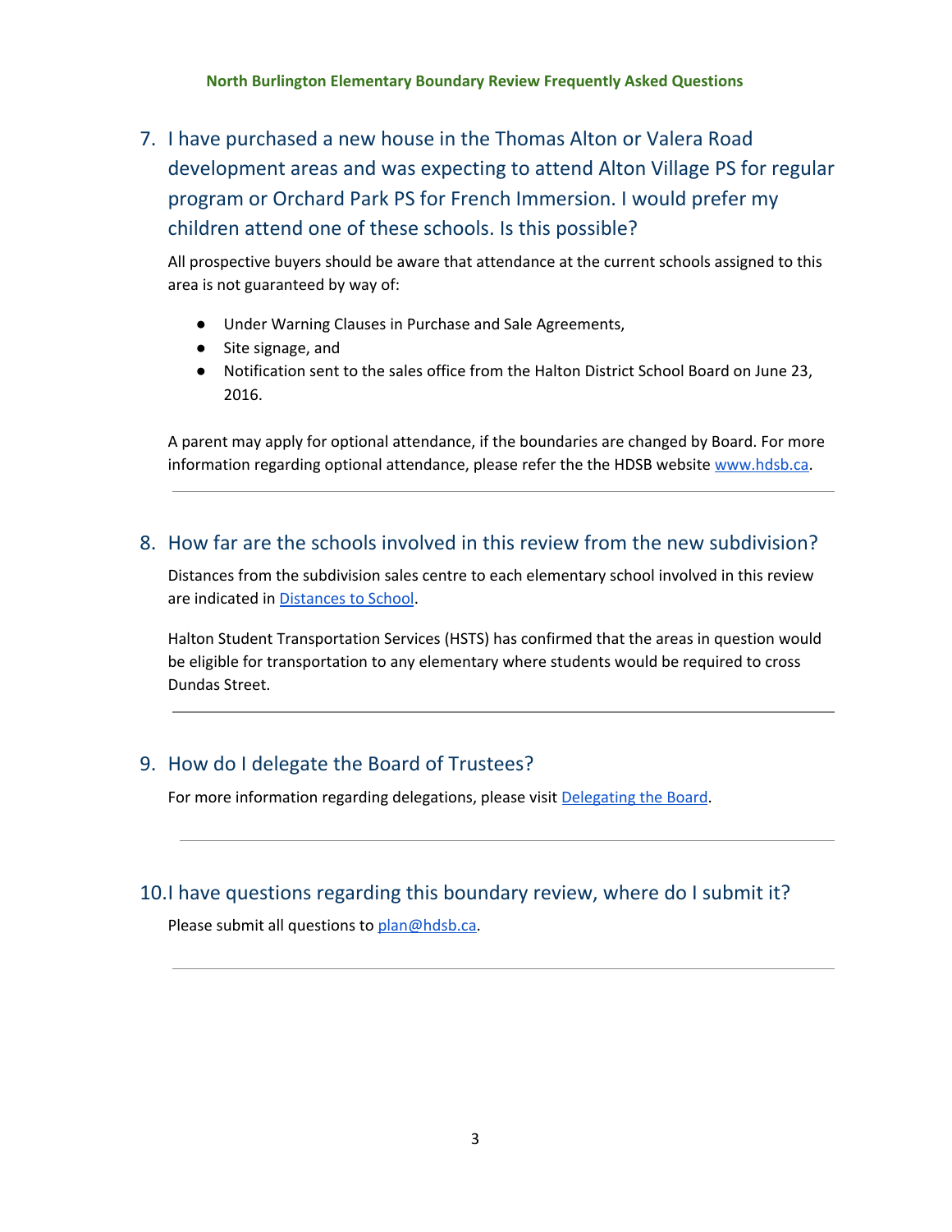7. I have purchased a new house in the Thomas Alton or Valera Road development areas and was expecting to attend Alton Village PS for regular program or Orchard Park PS for French Immersion. I would prefer my children attend one of these schools. Is this possible?

All prospective buyers should be aware that attendance at the current schools assigned to this area is not guaranteed by way of:

- Under Warning Clauses in Purchase and Sale Agreements,
- Site signage, and
- Notification sent to the sales office from the Halton District School Board on June 23, 2016.

A parent may apply for optional attendance, if the boundaries are changed by Board. For more information regarding optional attendance, please refer the the HDSB website [www.hdsb.ca](www.hdsb.ca).

---

8. How far are the schools involved in this review from the new subdivision?

Distances from the subdivision sales centre to each elementary school involved in this review are indicated in [Distances to School]().

Halton Student Transportation Services (HSTS) has confirmed that the areas in question would be eligible for transportation to any elementary where students would be required to cross Dundas Street.

---

9. How do I delegate the Board of Trustees?

For more information regarding delegations, please visit [Delegating the Board]().

---

10. I have questions regarding this boundary review, where do I submit it?

Please submit all questions to [plan@hdsb.ca](mailto:plan@hdsb.ca).

---